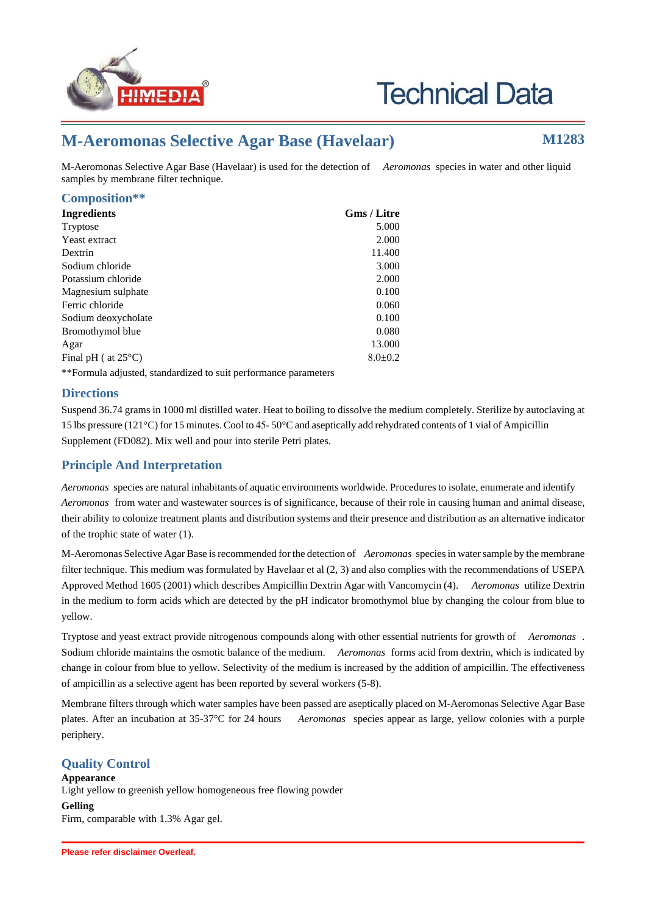# M-Aeromonas Selective Agar Base (Havelaar)

**M1283**

M-Aeromonas Selective Agar Base (Havelaar) is used for the detection of *Aeromonas* species in water and other liquid samples by membrane filter technique.

## Composition**

| Ingredients | Gms / Litre |
|---|---|
| Tryptose | 5.000 |
| Yeast extract | 2.000 |
| Dextrin | 11.400 |
| Sodium chloride | 3.000 |
| Potassium chloride | 2.000 |
| Magnesium sulphate | 0.100 |
| Ferric chloride | 0.060 |
| Sodium deoxycholate | 0.100 |
| Bromothymol blue | 0.080 |
| Agar | 13.000 |
| Final pH ( at 25°C) | 8.0±0.2 |

**Formula adjusted, standardized to suit performance parameters

## Directions

Suspend 36.74 grams in 1000 ml distilled water. Heat to boiling to dissolve the medium completely. Sterilize by autoclaving at 15 lbs pressure (121°C) for 15 minutes. Cool to 45- 50°C and aseptically add rehydrated contents of 1 vial of Ampicillin Supplement (FD082). Mix well and pour into sterile Petri plates.

## Principle And Interpretation

*Aeromonas* species are natural inhabitants of aquatic environments worldwide. Procedures to isolate, enumerate and identify *Aeromonas* from water and wastewater sources is of significance, because of their role in causing human and animal disease, their ability to colonize treatment plants and distribution systems and their presence and distribution as an alternative indicator of the trophic state of water (1).

M-Aeromonas Selective Agar Base is recommended for the detection of *Aeromonas* species in water sample by the membrane filter technique. This medium was formulated by Havelaar et al (2, 3) and also complies with the recommendations of USEPA Approved Method 1605 (2001) which describes Ampicillin Dextrin Agar with Vancomycin (4). *Aeromonas* utilize Dextrin in the medium to form acids which are detected by the pH indicator bromothymol blue by changing the colour from blue to yellow.

Tryptose and yeast extract provide nitrogenous compounds along with other essential nutrients for growth of *Aeromonas* . Sodium chloride maintains the osmotic balance of the medium. *Aeromonas* forms acid from dextrin, which is indicated by change in colour from blue to yellow. Selectivity of the medium is increased by the addition of ampicillin. The effectiveness of ampicillin as a selective agent has been reported by several workers (5-8).

Membrane filters through which water samples have been passed are aseptically placed on M-Aeromonas Selective Agar Base plates. After an incubation at 35-37°C for 24 hours *Aeromonas* species appear as large, yellow colonies with a purple periphery.

## Quality Control

**Appearance**

Light yellow to greenish yellow homogeneous free flowing powder

**Gelling**

Firm, comparable with 1.3% Agar gel.

**Please refer disclaimer Overleaf.**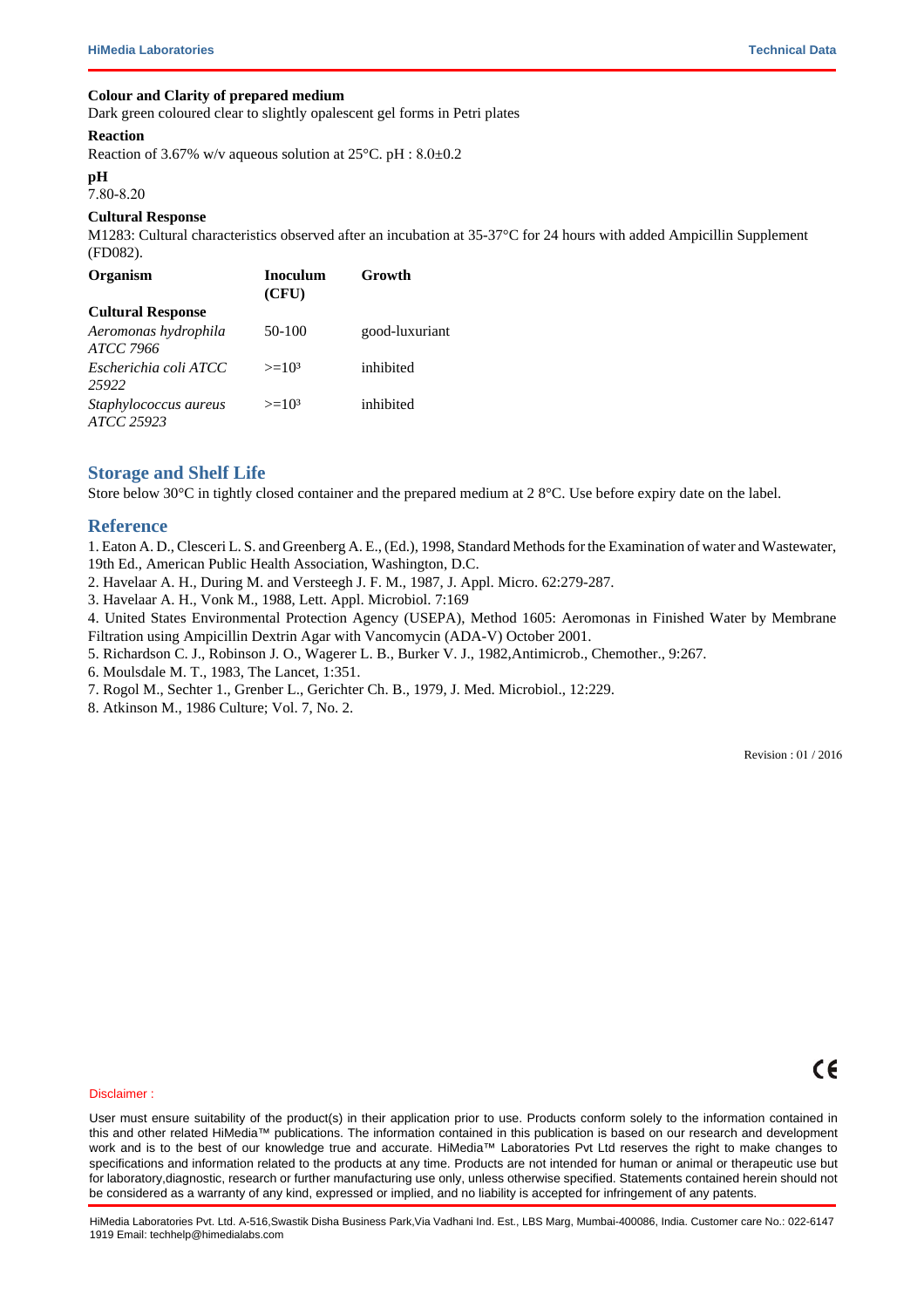**Colour and Clarity of prepared medium**

Dark green coloured clear to slightly opalescent gel forms in Petri plates

**Reaction**

Reaction of 3.67% w/v aqueous solution at 25°C. pH : 8.0±0.2

**pH**

7.80-8.20

**Cultural Response**

M1283: Cultural characteristics observed after an incubation at 35-37°C for 24 hours with added Ampicillin Supplement (FD082).

| Organism | Inoculum (CFU) | Growth |
|---|---|---|
| **Cultural Response** | | |
| *Aeromonas hydrophila ATCC 7966* | 50-100 | good-luxuriant |
| *Escherichia coli ATCC 25922* | $>=10^3$ | inhibited |
| *Staphylococcus aureus ATCC 25923* | $>=10^3$ | inhibited |

## Storage and Shelf Life

Store below 30°C in tightly closed container and the prepared medium at 2 8°C. Use before expiry date on the label.

## Reference

1. Eaton A. D., Clesceri L. S. and Greenberg A. E., (Ed.), 1998, Standard Methods for the Examination of water and Wastewater, 19th Ed., American Public Health Association, Washington, D.C.
2. Havelaar A. H., During M. and Versteegh J. F. M., 1987, J. Appl. Micro. 62:279-287.
3. Havelaar A. H., Vonk M., 1988, Lett. Appl. Microbiol. 7:169
4. United States Environmental Protection Agency (USEPA), Method 1605: Aeromonas in Finished Water by Membrane Filtration using Ampicillin Dextrin Agar with Vancomycin (ADA-V) October 2001.
5. Richardson C. J., Robinson J. O., Wagerer L. B., Burker V. J., 1982,Antimicrob., Chemother., 9:267.
6. Moulsdale M. T., 1983, The Lancet, 1:351.
7. Rogol M., Sechter 1., Grenber L., Gerichter Ch. B., 1979, J. Med. Microbiol., 12:229.
8. Atkinson M., 1986 Culture; Vol. 7, No. 2.

Revision : 01 / 2016

Disclaimer :

User must ensure suitability of the product(s) in their application prior to use. Products conform solely to the information contained in this and other related HiMedia™ publications. The information contained in this publication is based on our research and development work and is to the best of our knowledge true and accurate. HiMedia™ Laboratories Pvt Ltd reserves the right to make changes to specifications and information related to the products at any time. Products are not intended for human or animal or therapeutic use but for laboratory,diagnostic, research or further manufacturing use only, unless otherwise specified. Statements contained herein should not be considered as a warranty of any kind, expressed or implied, and no liability is accepted for infringement of any patents.

HiMedia Laboratories Pvt. Ltd. A-516,Swastik Disha Business Park,Via Vadhani Ind. Est., LBS Marg, Mumbai-400086, India. Customer care No.: 022-6147 1919 Email: techhelp@himedialabs.com